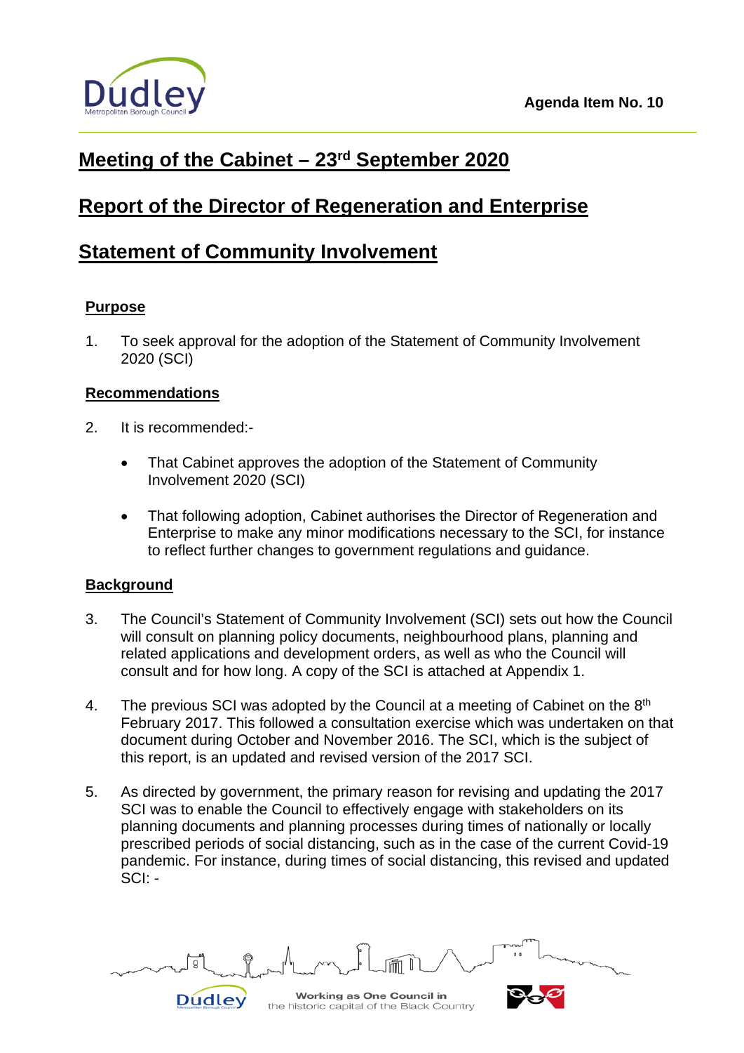Agenda Item No. 10

# Meeting of the Cabinet – 23rd September 2020

# Report of the Director of Regeneration and Enterprise

# Statement of Community Involvement

## Purpose

1. To seek approval for the adoption of the Statement of Community Involvement 2020 (SCI)

## Recommendations

2. It is recommended:-

   - That Cabinet approves the adoption of the Statement of Community Involvement 2020 (SCI)

   - That following adoption, Cabinet authorises the Director of Regeneration and Enterprise to make any minor modifications necessary to the SCI, for instance to reflect further changes to government regulations and guidance.

## Background

3. The Council's Statement of Community Involvement (SCI) sets out how the Council will consult on planning policy documents, neighbourhood plans, planning and related applications and development orders, as well as who the Council will consult and for how long. A copy of the SCI is attached at Appendix 1.

4. The previous SCI was adopted by the Council at a meeting of Cabinet on the 8th February 2017. This followed a consultation exercise which was undertaken on that document during October and November 2016. The SCI, which is the subject of this report, is an updated and revised version of the 2017 SCI.

5. As directed by government, the primary reason for revising and updating the 2017 SCI was to enable the Council to effectively engage with stakeholders on its planning documents and planning processes during times of nationally or locally prescribed periods of social distancing, such as in the case of the current Covid-19 pandemic. For instance, during times of social distancing, this revised and updated SCI: -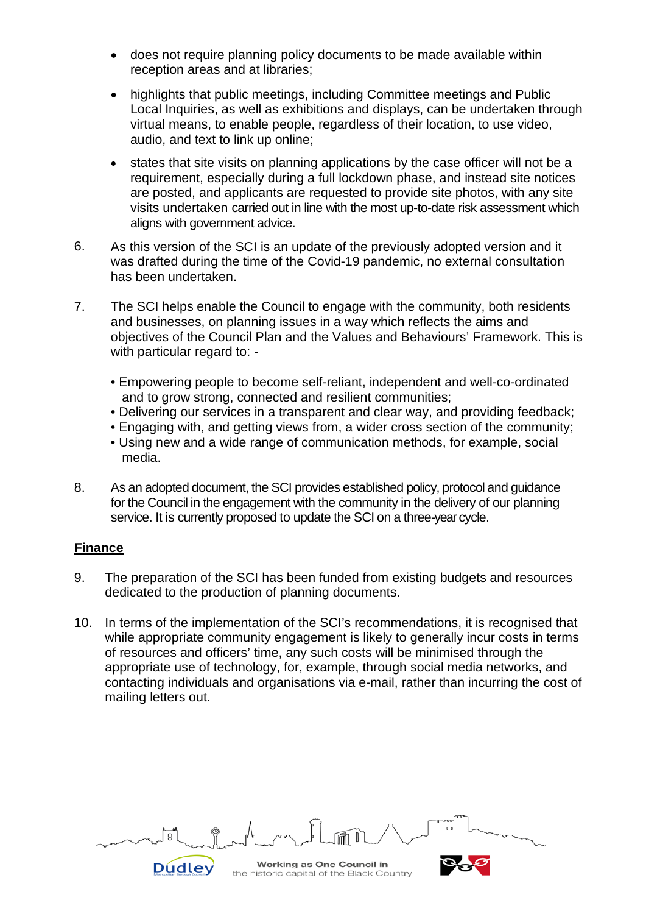- does not require planning policy documents to be made available within reception areas and at libraries;

- highlights that public meetings, including Committee meetings and Public Local Inquiries, as well as exhibitions and displays, can be undertaken through virtual means, to enable people, regardless of their location, to use video, audio, and text to link up online;

- states that site visits on planning applications by the case officer will not be a requirement, especially during a full lockdown phase, and instead site notices are posted, and applicants are requested to provide site photos, with any site visits undertaken carried out in line with the most up-to-date risk assessment which aligns with government advice.

6. As this version of the SCI is an update of the previously adopted version and it was drafted during the time of the Covid-19 pandemic, no external consultation has been undertaken.

7. The SCI helps enable the Council to engage with the community, both residents and businesses, on planning issues in a way which reflects the aims and objectives of the Council Plan and the Values and Behaviours' Framework. This is with particular regard to: -

   - Empowering people to become self-reliant, independent and well-co-ordinated and to grow strong, connected and resilient communities;
   - Delivering our services in a transparent and clear way, and providing feedback;
   - Engaging with, and getting views from, a wider cross section of the community;
   - Using new and a wide range of communication methods, for example, social media.

8. As an adopted document, the SCI provides established policy, protocol and guidance for the Council in the engagement with the community in the delivery of our planning service. It is currently proposed to update the SCI on a three-year cycle.

## Finance

9. The preparation of the SCI has been funded from existing budgets and resources dedicated to the production of planning documents.

10. In terms of the implementation of the SCI's recommendations, it is recognised that while appropriate community engagement is likely to generally incur costs in terms of resources and officers' time, any such costs will be minimised through the appropriate use of technology, for, example, through social media networks, and contacting individuals and organisations via e-mail, rather than incurring the cost of mailing letters out.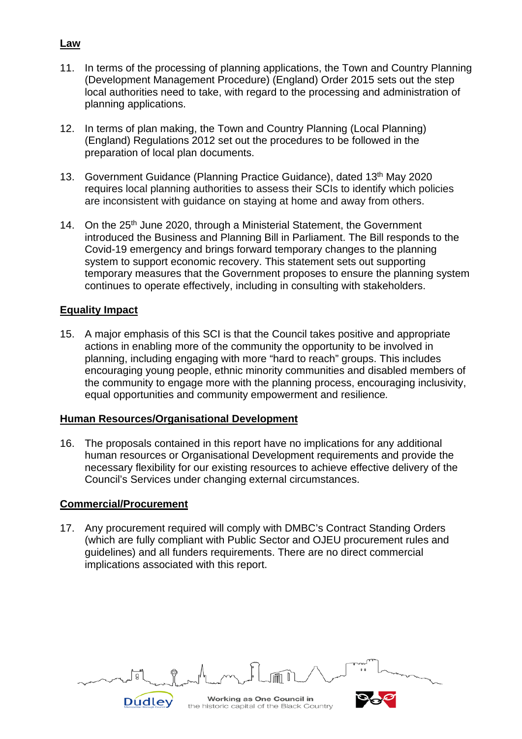**Law**

11. In terms of the processing of planning applications, the Town and Country Planning (Development Management Procedure) (England) Order 2015 sets out the step local authorities need to take, with regard to the processing and administration of planning applications.

12. In terms of plan making, the Town and Country Planning (Local Planning) (England) Regulations 2012 set out the procedures to be followed in the preparation of local plan documents.

13. Government Guidance (Planning Practice Guidance), dated 13th May 2020 requires local planning authorities to assess their SCIs to identify which policies are inconsistent with guidance on staying at home and away from others.

14. On the 25th June 2020, through a Ministerial Statement, the Government introduced the Business and Planning Bill in Parliament. The Bill responds to the Covid-19 emergency and brings forward temporary changes to the planning system to support economic recovery. This statement sets out supporting temporary measures that the Government proposes to ensure the planning system continues to operate effectively, including in consulting with stakeholders.

**Equality Impact**

15. A major emphasis of this SCI is that the Council takes positive and appropriate actions in enabling more of the community the opportunity to be involved in planning, including engaging with more "hard to reach" groups. This includes encouraging young people, ethnic minority communities and disabled members of the community to engage more with the planning process, encouraging inclusivity, equal opportunities and community empowerment and resilience.

**Human Resources/Organisational Development**

16. The proposals contained in this report have no implications for any additional human resources or Organisational Development requirements and provide the necessary flexibility for our existing resources to achieve effective delivery of the Council's Services under changing external circumstances.

**Commercial/Procurement**

17. Any procurement required will comply with DMBC's Contract Standing Orders (which are fully compliant with Public Sector and OJEU procurement rules and guidelines) and all funders requirements. There are no direct commercial implications associated with this report.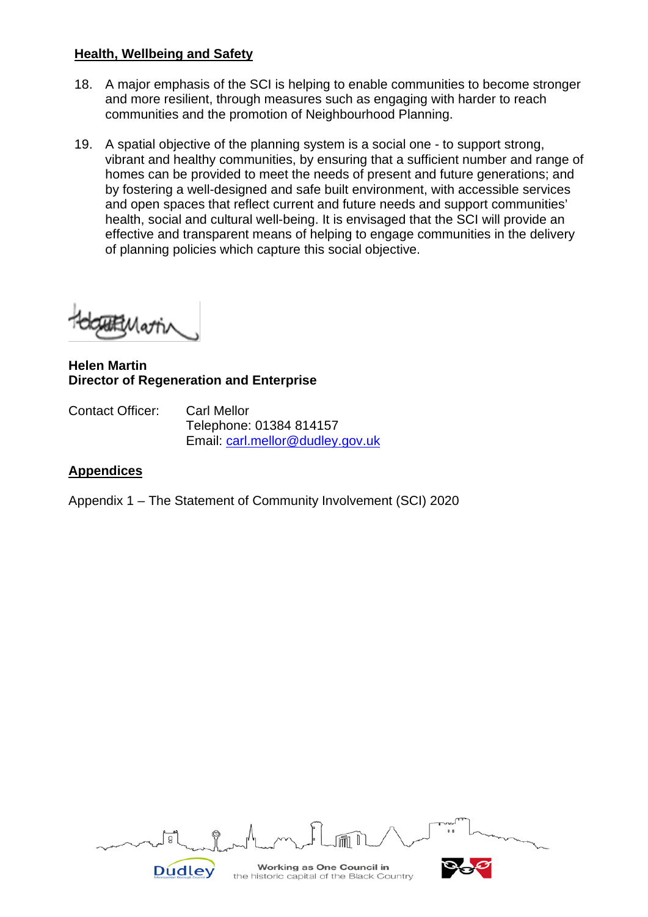## Health, Wellbeing and Safety

18. A major emphasis of the SCI is helping to enable communities to become stronger and more resilient, through measures such as engaging with harder to reach communities and the promotion of Neighbourhood Planning.

19. A spatial objective of the planning system is a social one - to support strong, vibrant and healthy communities, by ensuring that a sufficient number and range of homes can be provided to meet the needs of present and future generations; and by fostering a well-designed and safe built environment, with accessible services and open spaces that reflect current and future needs and support communities' health, social and cultural well-being. It is envisaged that the SCI will provide an effective and transparent means of helping to engage communities in the delivery of planning policies which capture this social objective.

**Helen Martin**
**Director of Regeneration and Enterprise**

Contact Officer: Carl Mellor
Telephone: 01384 814157
Email: carl.mellor@dudley.gov.uk

## Appendices

Appendix 1 – The Statement of Community Involvement (SCI) 2020